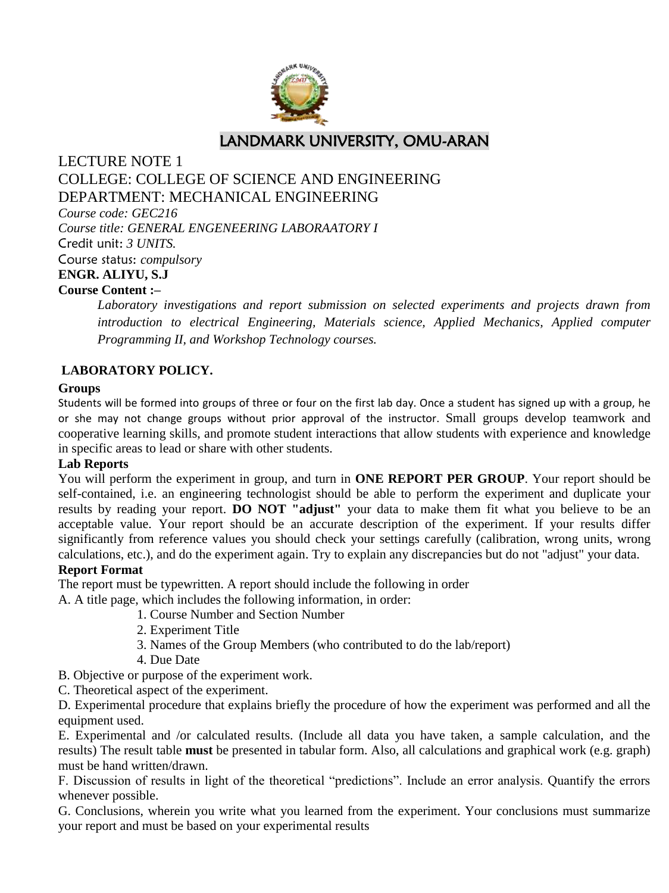# LANDMARK UNIVERSITY, OMU-ARAN

LECTURE NOTE 1

COLLEGE: COLLEGE OF SCIENCE AND ENGINEERING

DEPARTMENT: MECHANICAL ENGINEERING

*Course code: GEC216*

*Course title: GENERAL ENGENEERING LABORAATORY I*

Credit unit: *3 UNITS.*

Course status: *compulsory*

**ENGR. ALIYU, S.J**

**Course Content :–**

> *Laboratory investigations and report submission on selected experiments and projects drawn from introduction to electrical Engineering, Materials science, Applied Mechanics, Applied computer Programming II, and Workshop Technology courses.*

## LABORATORY POLICY.

### Groups

Students will be formed into groups of three or four on the first lab day. Once a student has signed up with a group, he or she may not change groups without prior approval of the instructor. Small groups develop teamwork and cooperative learning skills, and promote student interactions that allow students with experience and knowledge in specific areas to lead or share with other students.

### Lab Reports

You will perform the experiment in group, and turn in **ONE REPORT PER GROUP**. Your report should be self-contained, i.e. an engineering technologist should be able to perform the experiment and duplicate your results by reading your report. **DO NOT "adjust"** your data to make them fit what you believe to be an acceptable value. Your report should be an accurate description of the experiment. If your results differ significantly from reference values you should check your settings carefully (calibration, wrong units, wrong calculations, etc.), and do the experiment again. Try to explain any discrepancies but do not "adjust" your data.

### Report Format

The report must be typewritten. A report should include the following in order

A. A title page, which includes the following information, in order:

1. Course Number and Section Number
2. Experiment Title
3. Names of the Group Members (who contributed to do the lab/report)
4. Due Date

B. Objective or purpose of the experiment work.

C. Theoretical aspect of the experiment.

D. Experimental procedure that explains briefly the procedure of how the experiment was performed and all the equipment used.

E. Experimental and /or calculated results. (Include all data you have taken, a sample calculation, and the results) The result table **must** be presented in tabular form. Also, all calculations and graphical work (e.g. graph) must be hand written/drawn.

F. Discussion of results in light of the theoretical "predictions". Include an error analysis. Quantify the errors whenever possible.

G. Conclusions, wherein you write what you learned from the experiment. Your conclusions must summarize your report and must be based on your experimental results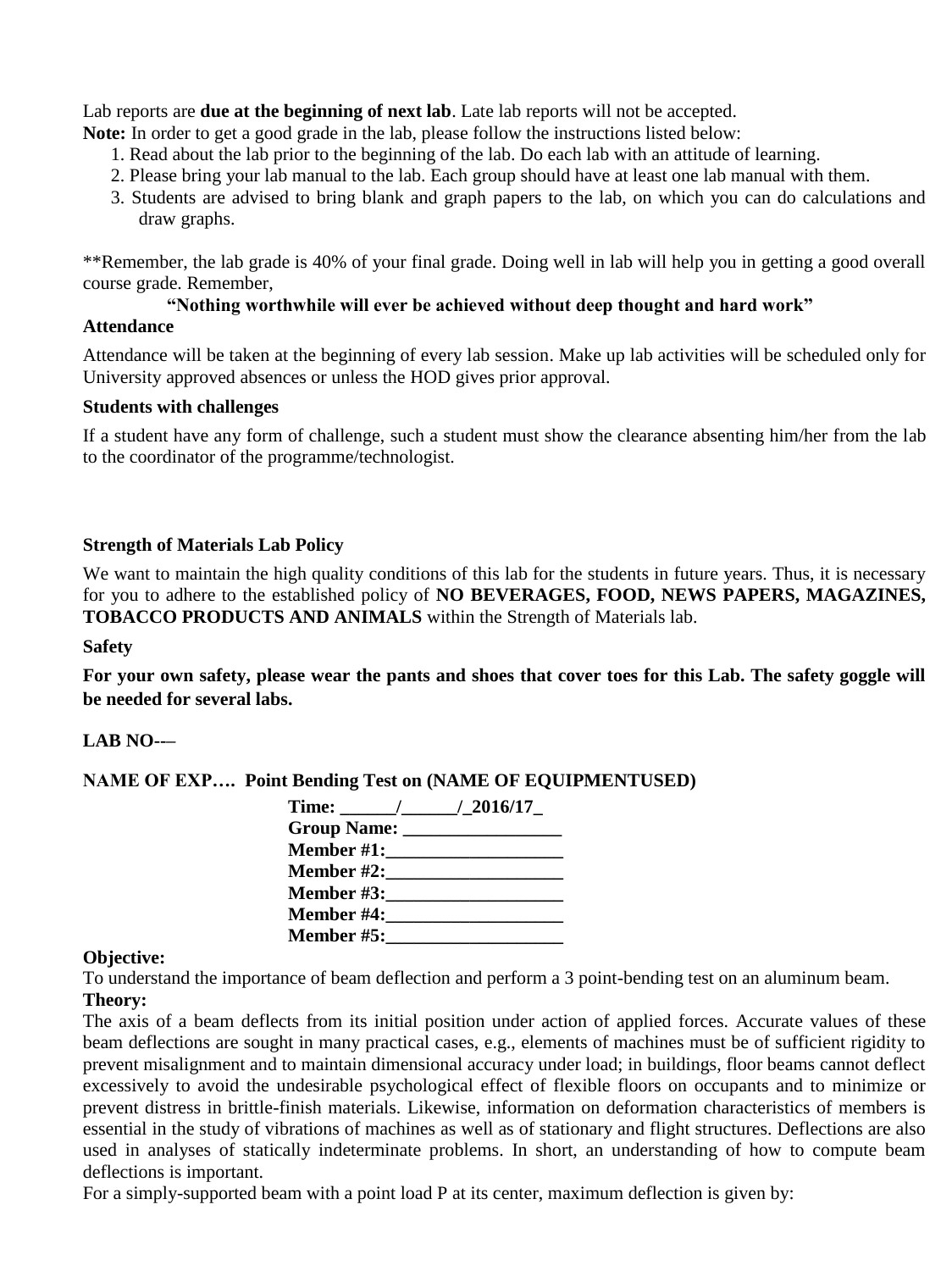Lab reports are **due at the beginning of next lab**. Late lab reports will not be accepted.
**Note:** In order to get a good grade in the lab, please follow the instructions listed below:

1. Read about the lab prior to the beginning of the lab. Do each lab with an attitude of learning.
2. Please bring your lab manual to the lab. Each group should have at least one lab manual with them.
3. Students are advised to bring blank and graph papers to the lab, on which you can do calculations and draw graphs.

**Remember, the lab grade is 40% of your final grade. Doing well in lab will help you in getting a good overall course grade. Remember,

**"Nothing worthwhile will ever be achieved without deep thought and hard work"**

**Attendance**

Attendance will be taken at the beginning of every lab session. Make up lab activities will be scheduled only for University approved absences or unless the HOD gives prior approval.

**Students with challenges**

If a student have any form of challenge, such a student must show the clearance absenting him/her from the lab to the coordinator of the programme/technologist.

**Strength of Materials Lab Policy**

We want to maintain the high quality conditions of this lab for the students in future years. Thus, it is necessary for you to adhere to the established policy of **NO BEVERAGES, FOOD, NEWS PAPERS, MAGAZINES, TOBACCO PRODUCTS AND ANIMALS** within the Strength of Materials lab.

**Safety**

**For your own safety, please wear the pants and shoes that cover toes for this Lab. The safety goggle will be needed for several labs.**

**LAB NO-—**

**NAME OF EXP…. Point Bending Test on (NAME OF EQUIPMENTUSED)**

**Time: ______/______/_2016/17_**
**Group Name: _________________**
**Member #1:___________________**
**Member #2:___________________**
**Member #3:___________________**
**Member #4:___________________**
**Member #5:___________________**

**Objective:**

To understand the importance of beam deflection and perform a 3 point-bending test on an aluminum beam.

**Theory:**

The axis of a beam deflects from its initial position under action of applied forces. Accurate values of these beam deflections are sought in many practical cases, e.g., elements of machines must be of sufficient rigidity to prevent misalignment and to maintain dimensional accuracy under load; in buildings, floor beams cannot deflect excessively to avoid the undesirable psychological effect of flexible floors on occupants and to minimize or prevent distress in brittle-finish materials. Likewise, information on deformation characteristics of members is essential in the study of vibrations of machines as well as of stationary and flight structures. Deflections are also used in analyses of statically indeterminate problems. In short, an understanding of how to compute beam deflections is important.

For a simply-supported beam with a point load P at its center, maximum deflection is given by: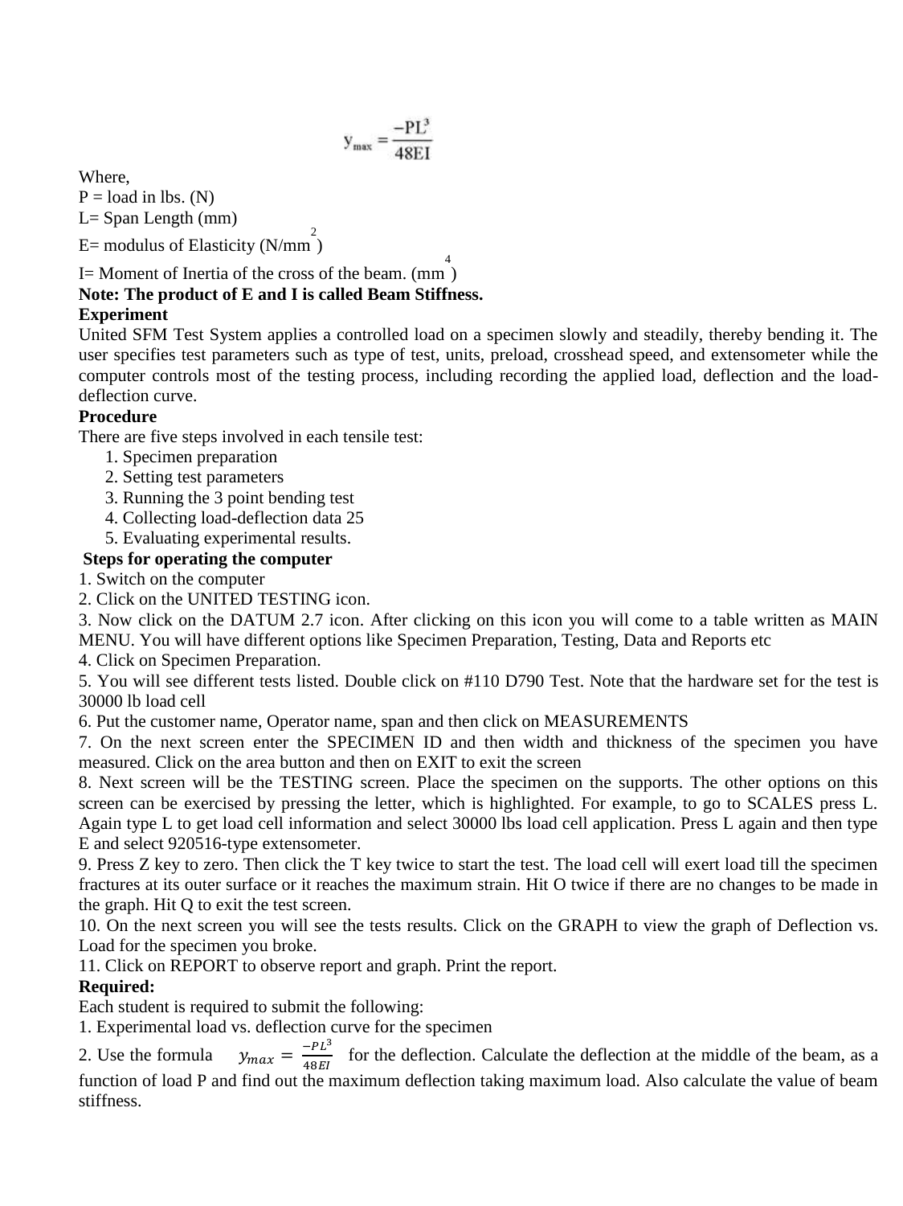$$y_{max} = \frac{-PL^3}{48EI}$$

Where,

P = load in lbs. (N)

L= Span Length (mm)

E= modulus of Elasticity ($N/mm^2$)

I= Moment of Inertia of the cross of the beam. ($mm^4$)

**Note: The product of E and I is called Beam Stiffness.**

**Experiment**

United SFM Test System applies a controlled load on a specimen slowly and steadily, thereby bending it. The user specifies test parameters such as type of test, units, preload, crosshead speed, and extensometer while the computer controls most of the testing process, including recording the applied load, deflection and the load-deflection curve.

**Procedure**

There are five steps involved in each tensile test:

1. Specimen preparation
2. Setting test parameters
3. Running the 3 point bending test
4. Collecting load-deflection data 25
5. Evaluating experimental results.

**Steps for operating the computer**

1. Switch on the computer
2. Click on the UNITED TESTING icon.
3. Now click on the DATUM 2.7 icon. After clicking on this icon you will come to a table written as MAIN MENU. You will have different options like Specimen Preparation, Testing, Data and Reports etc
4. Click on Specimen Preparation.
5. You will see different tests listed. Double click on #110 D790 Test. Note that the hardware set for the test is 30000 lb load cell
6. Put the customer name, Operator name, span and then click on MEASUREMENTS
7. On the next screen enter the SPECIMEN ID and then width and thickness of the specimen you have measured. Click on the area button and then on EXIT to exit the screen
8. Next screen will be the TESTING screen. Place the specimen on the supports. The other options on this screen can be exercised by pressing the letter, which is highlighted. For example, to go to SCALES press L. Again type L to get load cell information and select 30000 lbs load cell application. Press L again and then type E and select 920516-type extensometer.
9. Press Z key to zero. Then click the T key twice to start the test. The load cell will exert load till the specimen fractures at its outer surface or it reaches the maximum strain. Hit O twice if there are no changes to be made in the graph. Hit Q to exit the test screen.
10. On the next screen you will see the tests results. Click on the GRAPH to view the graph of Deflection vs. Load for the specimen you broke.
11. Click on REPORT to observe report and graph. Print the report.

**Required:**

Each student is required to submit the following:

1. Experimental load vs. deflection curve for the specimen
2. Use the formula $y_{max} = \frac{-PL^3}{48EI}$ for the deflection. Calculate the deflection at the middle of the beam, as a function of load P and find out the maximum deflection taking maximum load. Also calculate the value of beam stiffness.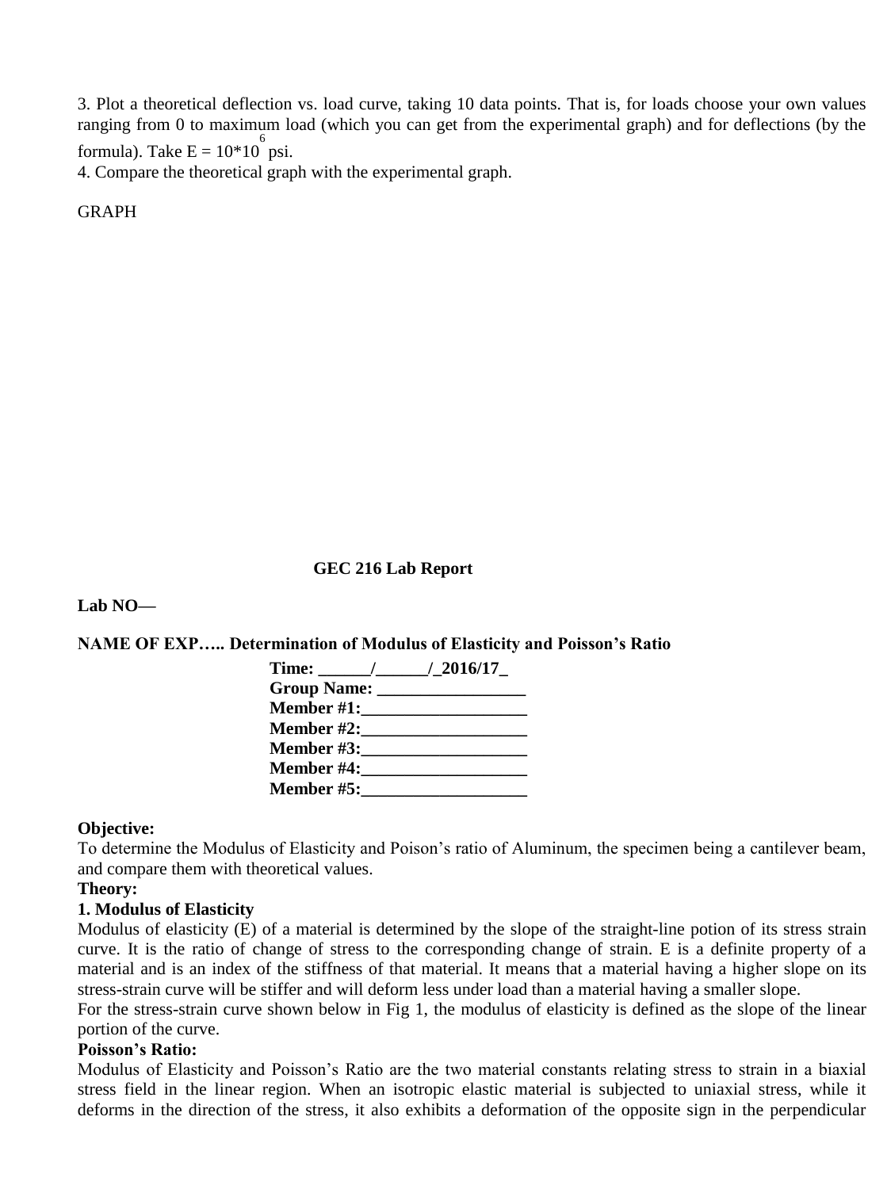3. Plot a theoretical deflection vs. load curve, taking 10 data points. That is, for loads choose your own values ranging from 0 to maximum load (which you can get from the experimental graph) and for deflections (by the formula). Take $E = 10*10^6$ psi.

4. Compare the theoretical graph with the experimental graph.

GRAPH

**GEC 216 Lab Report**

**Lab NO—**

**NAME OF EXP….. Determination of Modulus of Elasticity and Poisson's Ratio**

**Time: ______/______/_2016/17_**
**Group Name: _________________**
**Member #1:___________________**
**Member #2:___________________**
**Member #3:___________________**
**Member #4:___________________**
**Member #5:___________________**

**Objective:**

To determine the Modulus of Elasticity and Poison's ratio of Aluminum, the specimen being a cantilever beam, and compare them with theoretical values.

**Theory:**

**1. Modulus of Elasticity**

Modulus of elasticity (E) of a material is determined by the slope of the straight-line potion of its stress strain curve. It is the ratio of change of stress to the corresponding change of strain. E is a definite property of a material and is an index of the stiffness of that material. It means that a material having a higher slope on its stress-strain curve will be stiffer and will deform less under load than a material having a smaller slope.

For the stress-strain curve shown below in Fig 1, the modulus of elasticity is defined as the slope of the linear portion of the curve.

**Poisson's Ratio:**

Modulus of Elasticity and Poisson's Ratio are the two material constants relating stress to strain in a biaxial stress field in the linear region. When an isotropic elastic material is subjected to uniaxial stress, while it deforms in the direction of the stress, it also exhibits a deformation of the opposite sign in the perpendicular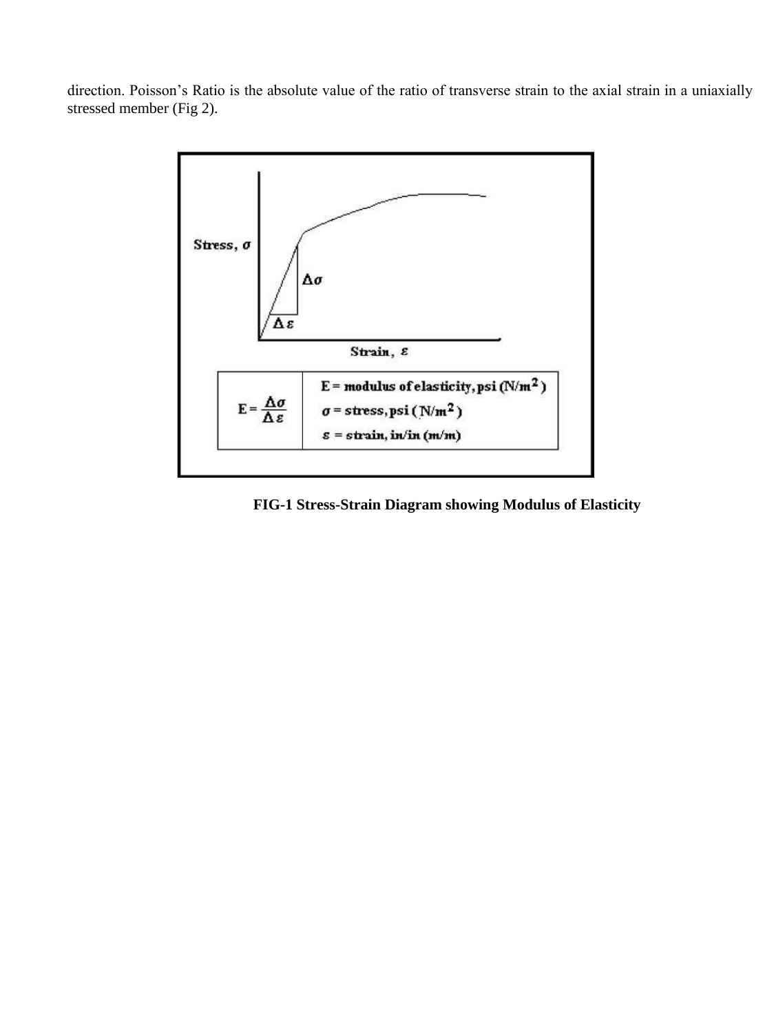direction. Poisson's Ratio is the absolute value of the ratio of transverse strain to the axial strain in a uniaxially stressed member (Fig 2).

**FIG-1 Stress-Strain Diagram showing Modulus of Elasticity**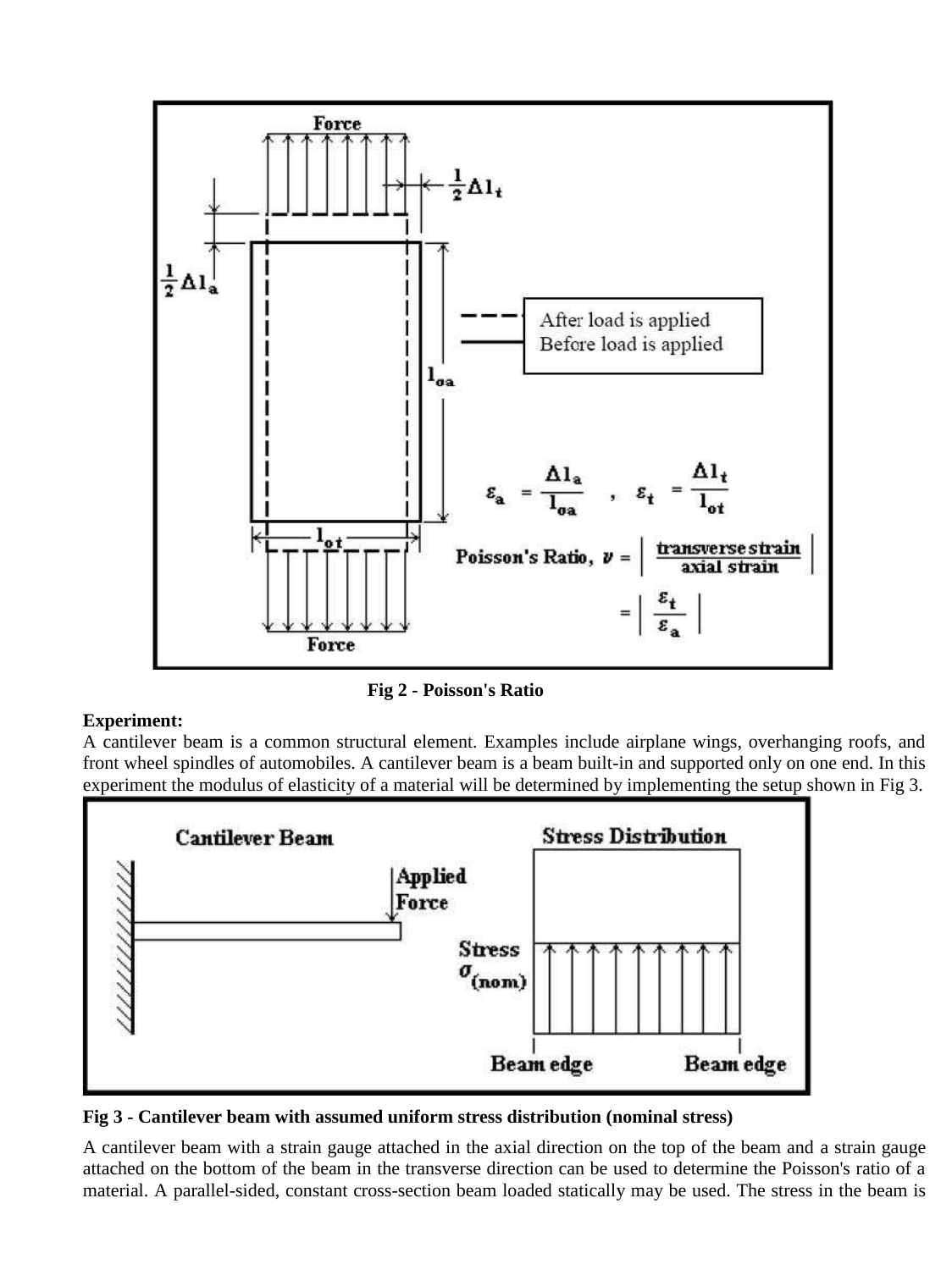**Fig 2 - Poisson's Ratio**

**Experiment:**

A cantilever beam is a common structural element. Examples include airplane wings, overhanging roofs, and front wheel spindles of automobiles. A cantilever beam is a beam built-in and supported only on one end. In this experiment the modulus of elasticity of a material will be determined by implementing the setup shown in Fig 3.

**Fig 3 - Cantilever beam with assumed uniform stress distribution (nominal stress)**

A cantilever beam with a strain gauge attached in the axial direction on the top of the beam and a strain gauge attached on the bottom of the beam in the transverse direction can be used to determine the Poisson's ratio of a material. A parallel-sided, constant cross-section beam loaded statically may be used. The stress in the beam is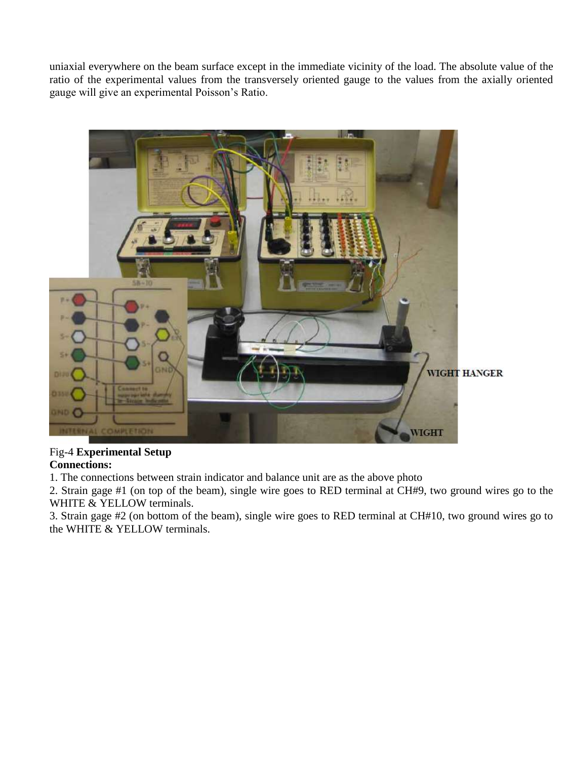uniaxial everywhere on the beam surface except in the immediate vicinity of the load. The absolute value of the ratio of the experimental values from the transversely oriented gauge to the values from the axially oriented gauge will give an experimental Poisson's Ratio.

Fig-4 **Experimental Setup**

**Connections:**

1. The connections between strain indicator and balance unit are as the above photo
2. Strain gage #1 (on top of the beam), single wire goes to RED terminal at CH#9, two ground wires go to the WHITE & YELLOW terminals.
3. Strain gage #2 (on bottom of the beam), single wire goes to RED terminal at CH#10, two ground wires go to the WHITE & YELLOW terminals.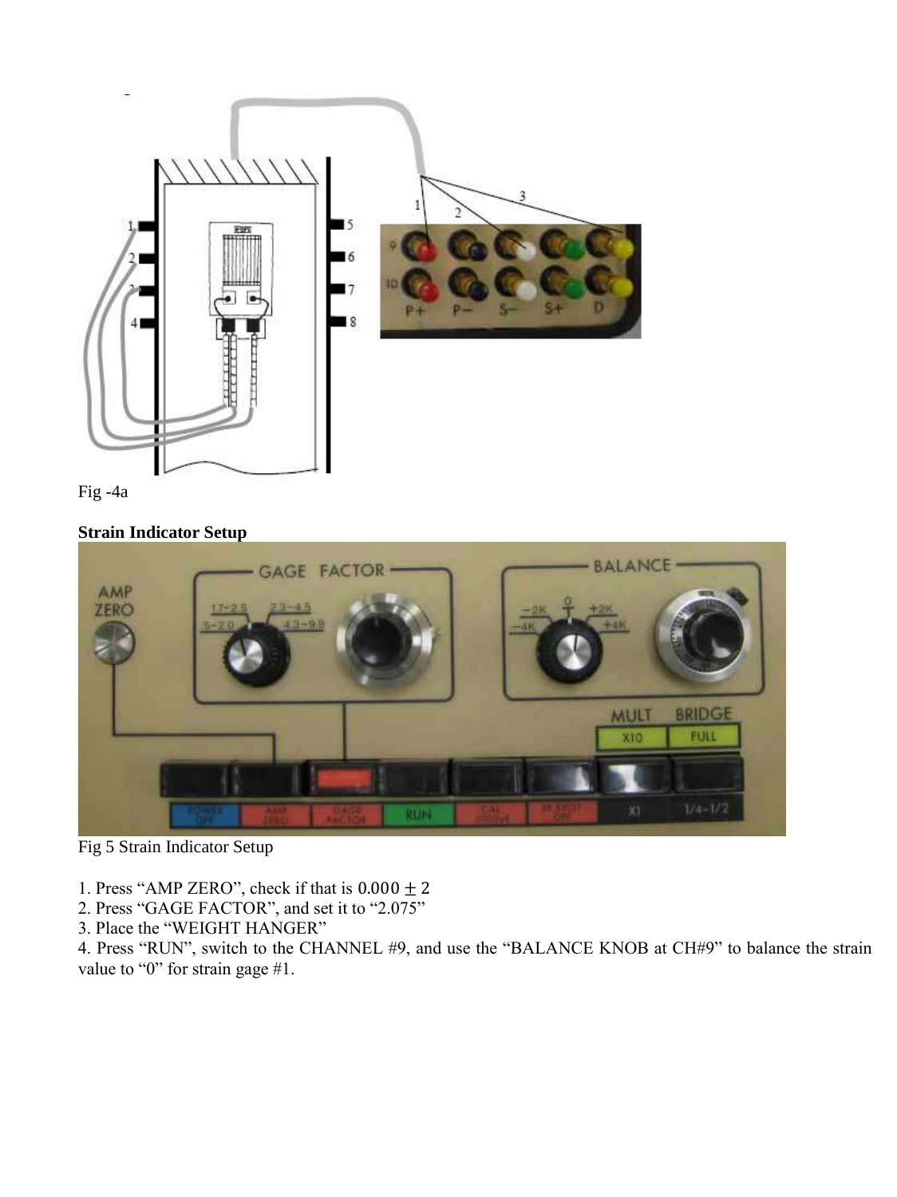Fig -4a

**Strain Indicator Setup**

Fig 5 Strain Indicator Setup

1. Press “AMP ZERO”, check if that is $0.000 \pm 2$
2. Press “GAGE FACTOR”, and set it to “2.075”
3. Place the “WEIGHT HANGER”
4. Press “RUN”, switch to the CHANNEL #9, and use the “BALANCE KNOB at CH#9” to balance the strain value to “0” for strain gage #1.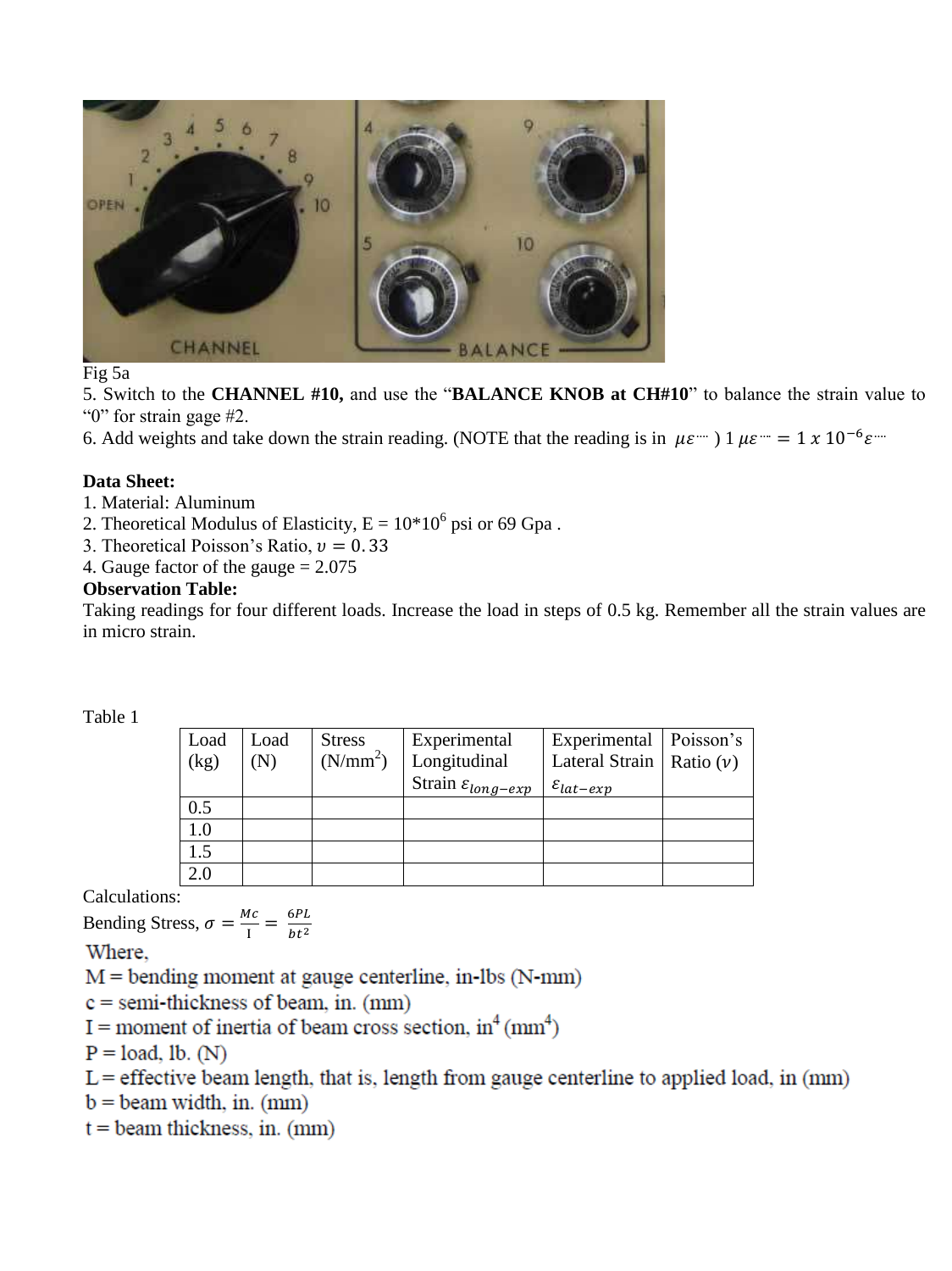Fig 5a

5. Switch to the **CHANNEL #10,** and use the "**BALANCE KNOB at CH#10**" to balance the strain value to "0" for strain gage #2.

6. Add weights and take down the strain reading. (NOTE that the reading is in $\mu\varepsilon$ ) $1\ \mu\varepsilon = 1\ x\ 10^{-6}\varepsilon$

**Data Sheet:**

1. Material: Aluminum
2. Theoretical Modulus of Elasticity, E = $10*10^6$ psi or 69 Gpa .
3. Theoretical Poisson's Ratio, $\upsilon = 0.33$
4. Gauge factor of the gauge = 2.075

**Observation Table:**

Taking readings for four different loads. Increase the load in steps of 0.5 kg. Remember all the strain values are in micro strain.

Table 1

| Load (kg) | Load (N) | Stress (N/mm$^2$) | Experimental Longitudinal Strain $\varepsilon_{long-exp}$ | Experimental Lateral Strain $\varepsilon_{lat-exp}$ | Poisson's Ratio ($\nu$) |
|---|---|---|---|---|---|
| 0.5 | | | | | |
| 1.0 | | | | | |
| 1.5 | | | | | |
| 2.0 | | | | | |

Calculations:

Bending Stress, $\sigma = \frac{Mc}{I} = \frac{6PL}{bt^2}$

Where,

M = bending moment at gauge centerline, in-lbs (N-mm)

c = semi-thickness of beam, in. (mm)

I = moment of inertia of beam cross section, in$^4$ (mm$^4$)

P = load, lb. (N)

L = effective beam length, that is, length from gauge centerline to applied load, in (mm)

b = beam width, in. (mm)

t = beam thickness, in. (mm)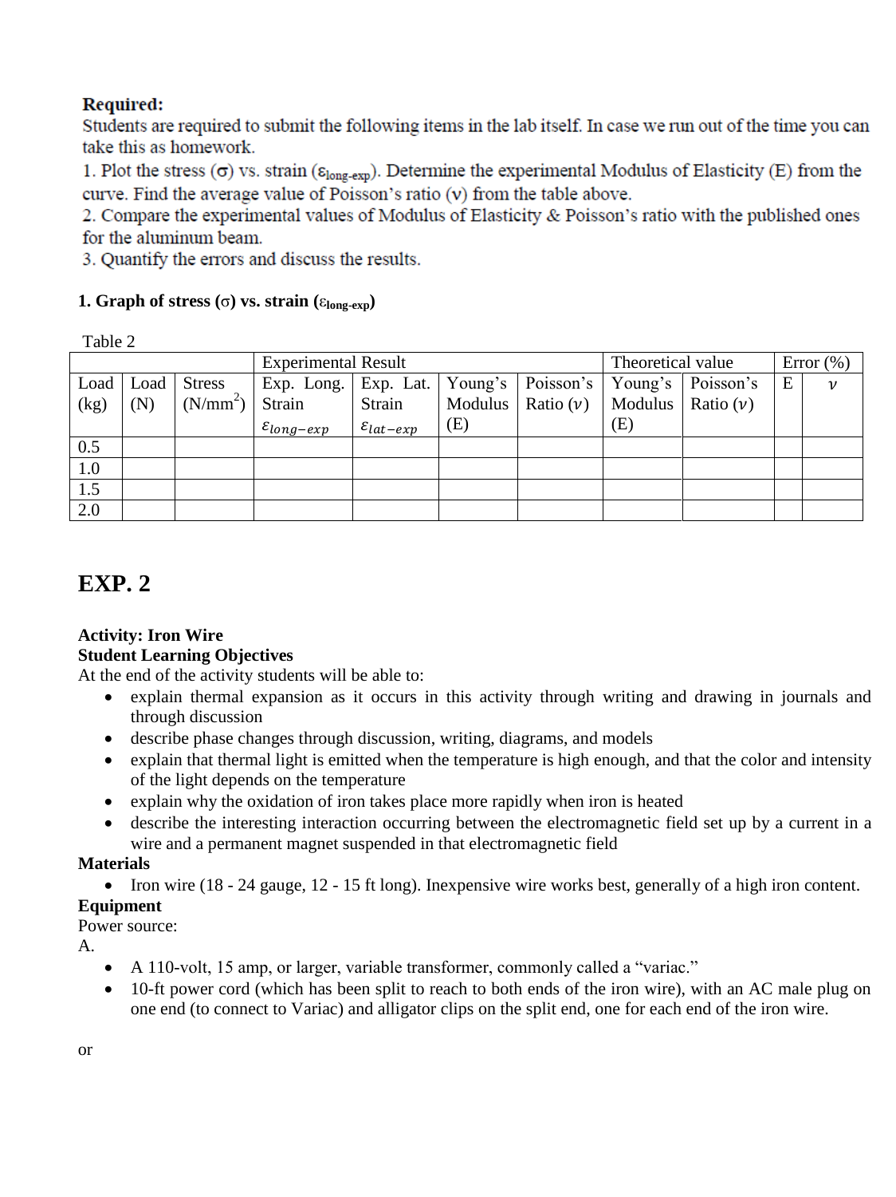**Required:**

Students are required to submit the following items in the lab itself. In case we run out of the time you can take this as homework.

1. Plot the stress (σ) vs. strain ($\varepsilon_{long\text{-}exp}$). Determine the experimental Modulus of Elasticity (E) from the curve. Find the average value of Poisson's ratio (ν) from the table above.
2. Compare the experimental values of Modulus of Elasticity & Poisson's ratio with the published ones for the aluminum beam.
3. Quantify the errors and discuss the results.

**1. Graph of stress (σ) vs. strain ($\varepsilon_{long\text{-}exp}$)**

Table 2

| | | | Experimental Result | | | | Theoretical value | | Error (%) | |
|---|---|---|---|---|---|---|---|---|---|---|
| Load (kg) | Load (N) | Stress ($N/mm^2$) | Exp. Long. Strain $\varepsilon_{long-exp}$ | Exp. Lat. Strain $\varepsilon_{lat-exp}$ | Young's Modulus (E) | Poisson's Ratio ($\nu$) | Young's Modulus (E) | Poisson's Ratio ($\nu$) | E | $\nu$ |
| 0.5 | | | | | | | | | | |
| 1.0 | | | | | | | | | | |
| 1.5 | | | | | | | | | | |
| 2.0 | | | | | | | | | | |

# EXP. 2

**Activity: Iron Wire**

**Student Learning Objectives**

At the end of the activity students will be able to:

- explain thermal expansion as it occurs in this activity through writing and drawing in journals and through discussion
- describe phase changes through discussion, writing, diagrams, and models
- explain that thermal light is emitted when the temperature is high enough, and that the color and intensity of the light depends on the temperature
- explain why the oxidation of iron takes place more rapidly when iron is heated
- describe the interesting interaction occurring between the electromagnetic field set up by a current in a wire and a permanent magnet suspended in that electromagnetic field

**Materials**

- Iron wire (18 - 24 gauge, 12 - 15 ft long). Inexpensive wire works best, generally of a high iron content.

**Equipment**

Power source:

A.

- A 110-volt, 15 amp, or larger, variable transformer, commonly called a "variac."
- 10-ft power cord (which has been split to reach to both ends of the iron wire), with an AC male plug on one end (to connect to Variac) and alligator clips on the split end, one for each end of the iron wire.

or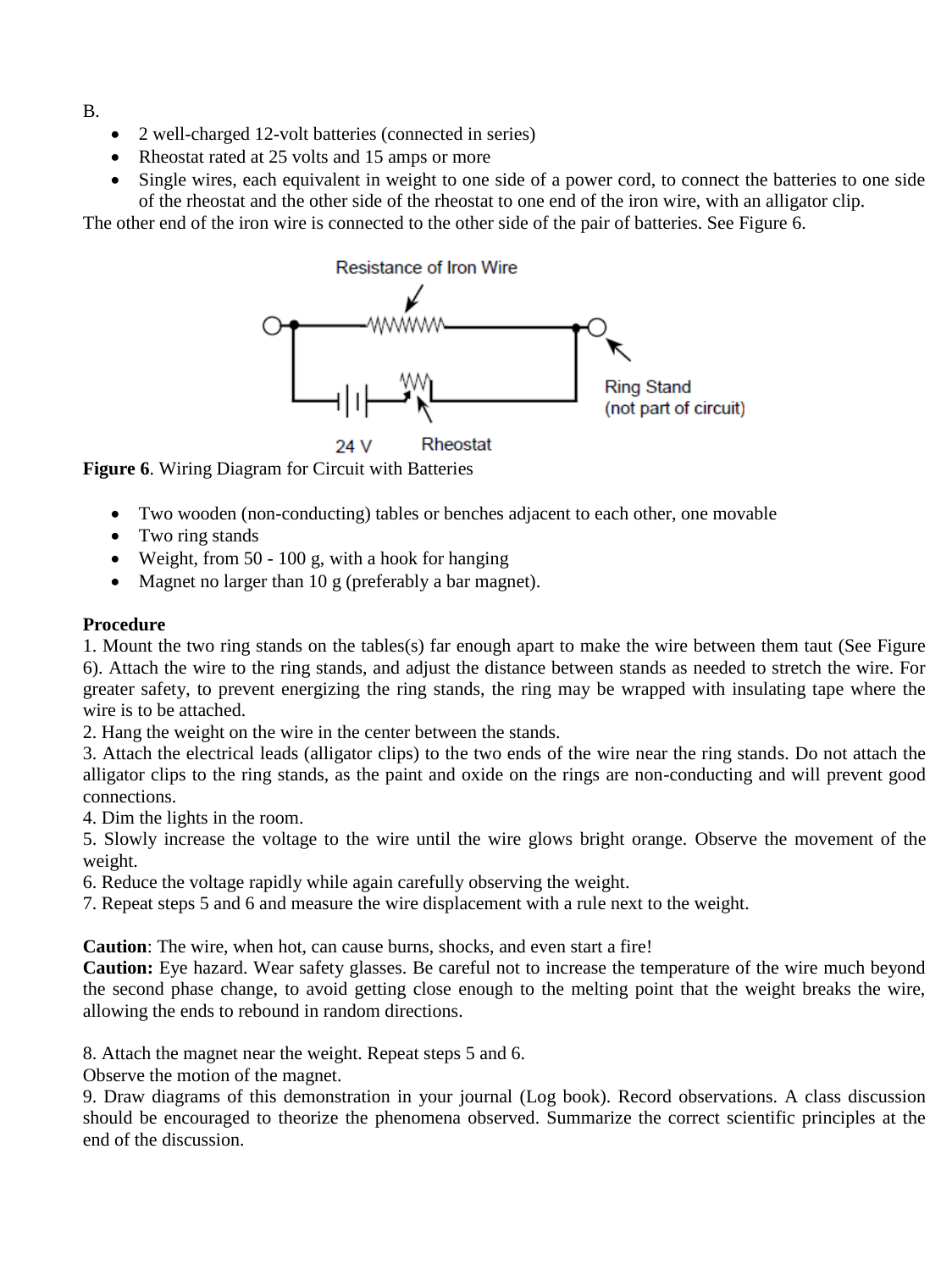B.

- 2 well-charged 12-volt batteries (connected in series)
- Rheostat rated at 25 volts and 15 amps or more
- Single wires, each equivalent in weight to one side of a power cord, to connect the batteries to one side of the rheostat and the other side of the rheostat to one end of the iron wire, with an alligator clip.

The other end of the iron wire is connected to the other side of the pair of batteries. See Figure 6.

**Figure 6**. Wiring Diagram for Circuit with Batteries

- Two wooden (non-conducting) tables or benches adjacent to each other, one movable
- Two ring stands
- Weight, from 50 - 100 g, with a hook for hanging
- Magnet no larger than 10 g (preferably a bar magnet).

**Procedure**

1. Mount the two ring stands on the tables(s) far enough apart to make the wire between them taut (See Figure 6). Attach the wire to the ring stands, and adjust the distance between stands as needed to stretch the wire. For greater safety, to prevent energizing the ring stands, the ring may be wrapped with insulating tape where the wire is to be attached.
2. Hang the weight on the wire in the center between the stands.
3. Attach the electrical leads (alligator clips) to the two ends of the wire near the ring stands. Do not attach the alligator clips to the ring stands, as the paint and oxide on the rings are non-conducting and will prevent good connections.
4. Dim the lights in the room.
5. Slowly increase the voltage to the wire until the wire glows bright orange. Observe the movement of the weight.
6. Reduce the voltage rapidly while again carefully observing the weight.
7. Repeat steps 5 and 6 and measure the wire displacement with a rule next to the weight.

**Caution**: The wire, when hot, can cause burns, shocks, and even start a fire!
**Caution:** Eye hazard. Wear safety glasses. Be careful not to increase the temperature of the wire much beyond the second phase change, to avoid getting close enough to the melting point that the weight breaks the wire, allowing the ends to rebound in random directions.

8. Attach the magnet near the weight. Repeat steps 5 and 6.
Observe the motion of the magnet.
9. Draw diagrams of this demonstration in your journal (Log book). Record observations. A class discussion should be encouraged to theorize the phenomena observed. Summarize the correct scientific principles at the end of the discussion.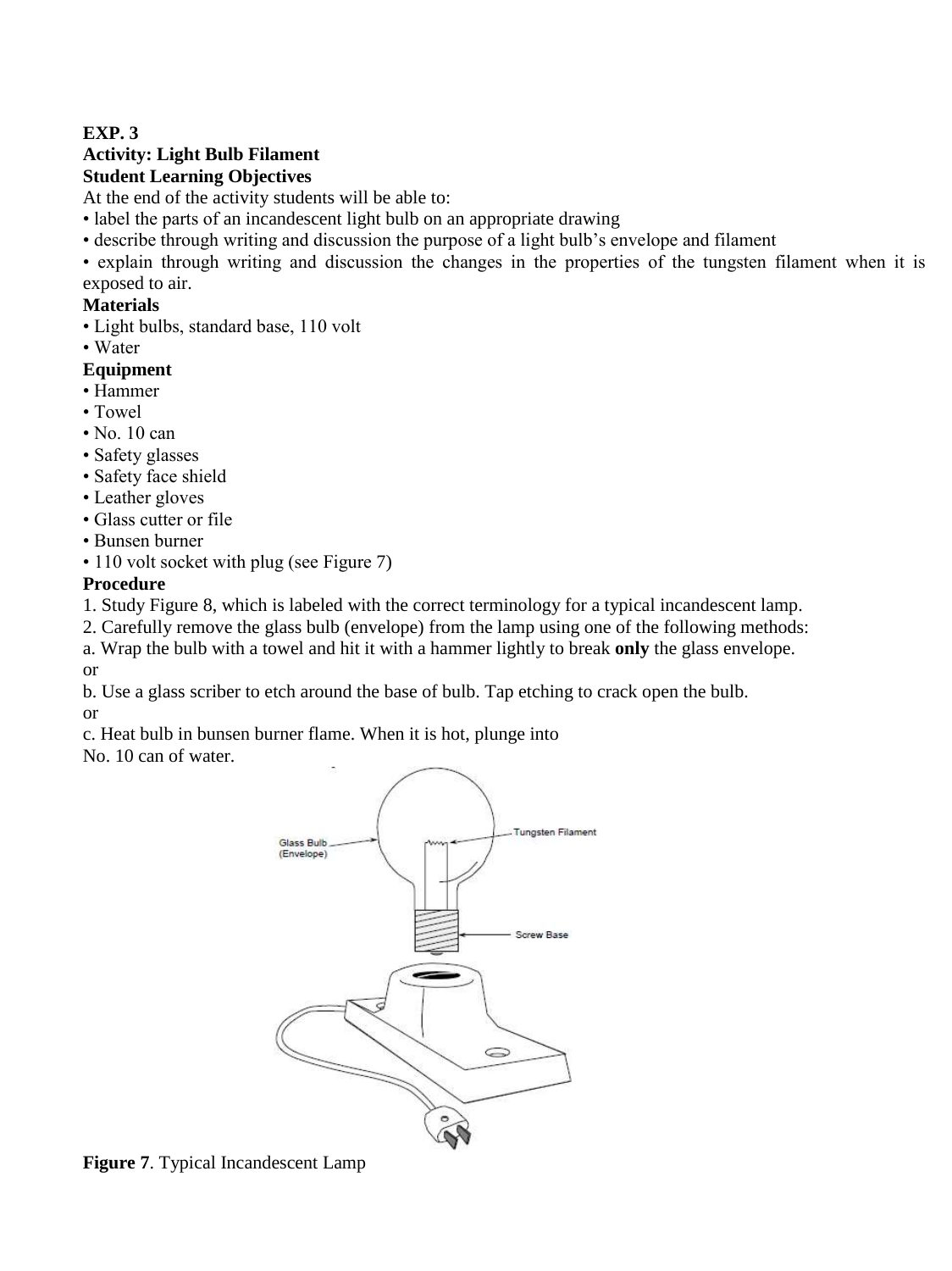**EXP. 3**

**Activity: Light Bulb Filament**

**Student Learning Objectives**

At the end of the activity students will be able to:

- label the parts of an incandescent light bulb on an appropriate drawing
- describe through writing and discussion the purpose of a light bulb's envelope and filament
- explain through writing and discussion the changes in the properties of the tungsten filament when it is exposed to air.

**Materials**

- Light bulbs, standard base, 110 volt
- Water

**Equipment**

- Hammer
- Towel
- No. 10 can
- Safety glasses
- Safety face shield
- Leather gloves
- Glass cutter or file
- Bunsen burner
- 110 volt socket with plug (see Figure 7)

**Procedure**

1. Study Figure 8, which is labeled with the correct terminology for a typical incandescent lamp.
2. Carefully remove the glass bulb (envelope) from the lamp using one of the following methods:

a. Wrap the bulb with a towel and hit it with a hammer lightly to break **only** the glass envelope.

or

b. Use a glass scriber to etch around the base of bulb. Tap etching to crack open the bulb.

or

c. Heat bulb in bunsen burner flame. When it is hot, plunge into No. 10 can of water.

Glass Bulb (Envelope)

Tungsten Filament

Screw Base

**Figure 7**. Typical Incandescent Lamp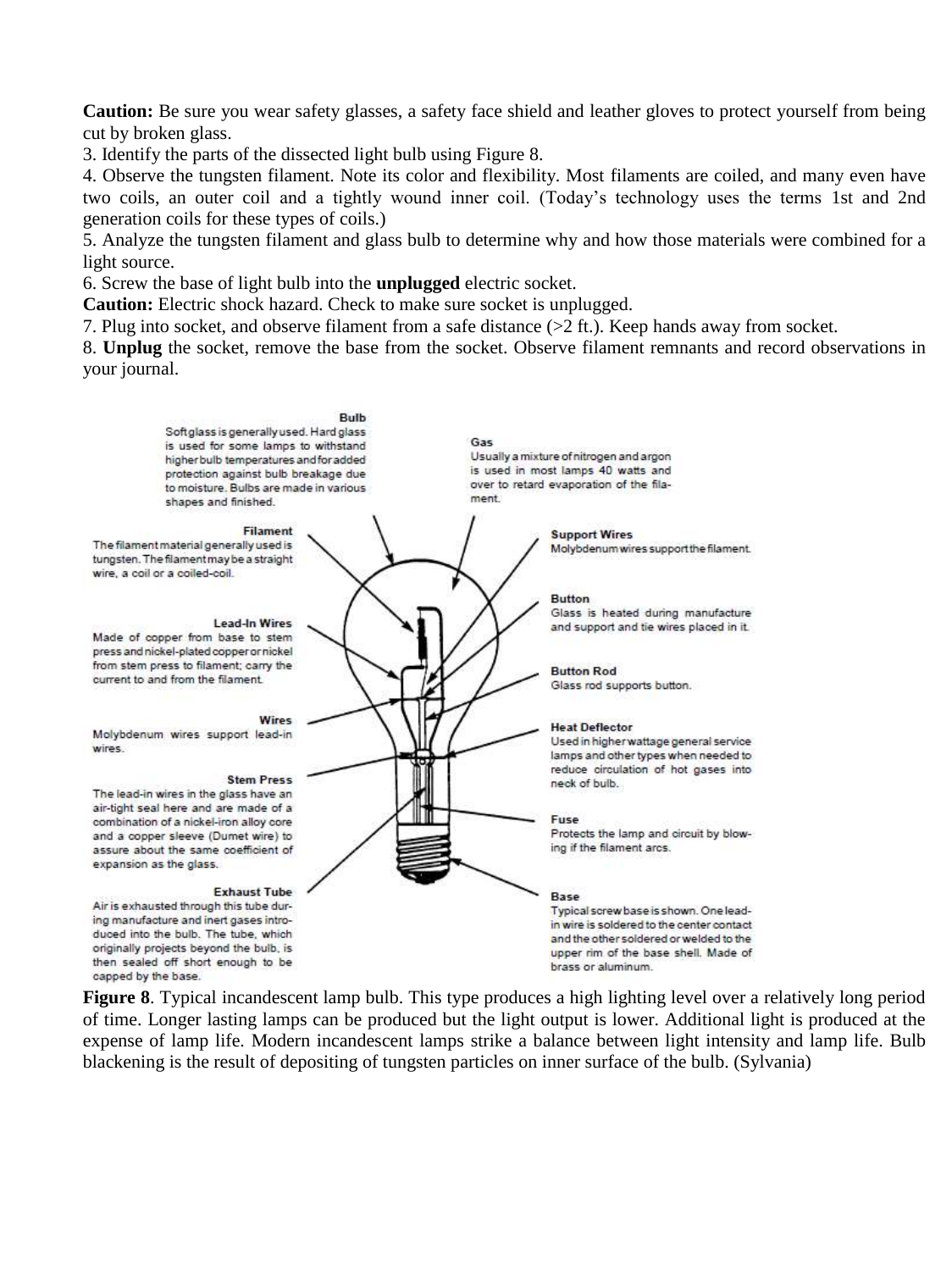**Caution:** Be sure you wear safety glasses, a safety face shield and leather gloves to protect yourself from being cut by broken glass.

3. Identify the parts of the dissected light bulb using Figure 8.
4. Observe the tungsten filament. Note its color and flexibility. Most filaments are coiled, and many even have two coils, an outer coil and a tightly wound inner coil. (Today's technology uses the terms 1st and 2nd generation coils for these types of coils.)
5. Analyze the tungsten filament and glass bulb to determine why and how those materials were combined for a light source.
6. Screw the base of light bulb into the **unplugged** electric socket.

**Caution:** Electric shock hazard. Check to make sure socket is unplugged.

7. Plug into socket, and observe filament from a safe distance (>2 ft.). Keep hands away from socket.
8. **Unplug** the socket, remove the base from the socket. Observe filament remnants and record observations in your journal.

**Bulb**
Soft glass is generally used. Hard glass is used for some lamps to withstand higher bulb temperatures and for added protection against bulb breakage due to moisture. Bulbs are made in various shapes and finished.

**Gas**
Usually a mixture of nitrogen and argon is used in most lamps 40 watts and over to retard evaporation of the filament.

**Filament**
The filament material generally used is tungsten. The filament may be a straight wire, a coil or a coiled-coil.

**Support Wires**
Molybdenum wires support the filament.

**Button**
Glass is heated during manufacture and support and tie wires placed in it.

**Lead-In Wires**
Made of copper from base to stem press and nickel-plated copper or nickel from stem press to filament; carry the current to and from the filament.

**Button Rod**
Glass rod supports button.

**Wires**
Molybdenum wires support lead-in wires.

**Heat Deflector**
Used in higher wattage general service lamps and other types when needed to reduce circulation of hot gases into neck of bulb.

**Stem Press**
The lead-in wires in the glass have an air-tight seal here and are made of a combination of a nickel-iron alloy core and a copper sleeve (Dumet wire) to assure about the same coefficient of expansion as the glass.

**Fuse**
Protects the lamp and circuit by blowing if the filament arcs.

**Exhaust Tube**
Air is exhausted through this tube during manufacture and inert gases introduced into the bulb. The tube, which originally projects beyond the bulb, is then sealed off short enough to be capped by the base.

**Base**
Typical screw base is shown. One lead-in wire is soldered to the center contact and the other soldered or welded to the upper rim of the base shell. Made of brass or aluminum.

**Figure 8**. Typical incandescent lamp bulb. This type produces a high lighting level over a relatively long period of time. Longer lasting lamps can be produced but the light output is lower. Additional light is produced at the expense of lamp life. Modern incandescent lamps strike a balance between light intensity and lamp life. Bulb blackening is the result of depositing of tungsten particles on inner surface of the bulb. (Sylvania)